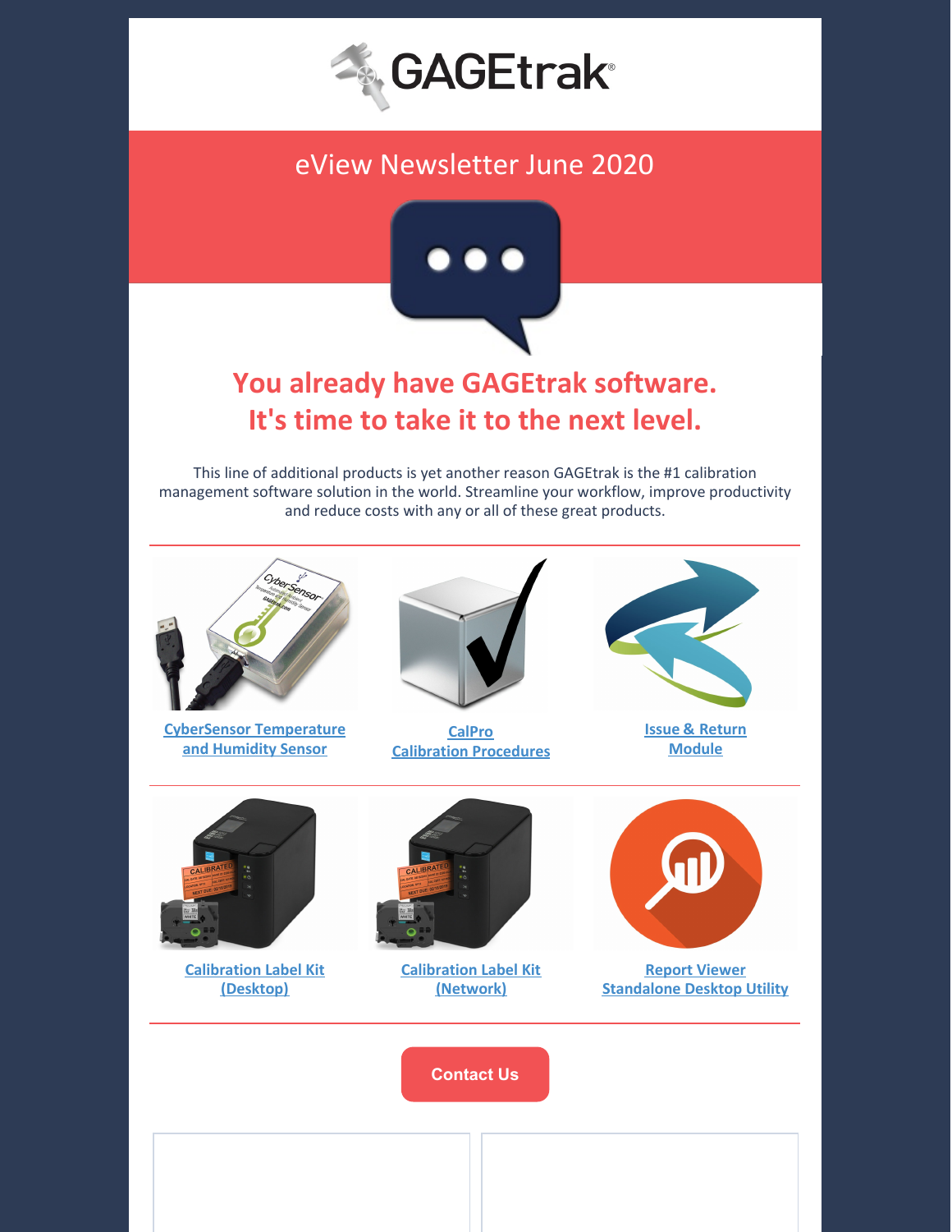GAGEtrak®

# eView Newsletter June 2020

## You already have GAGEtrak software. It's time to take it to the next level.

This line of additional products is yet another reason GAGEtrak is the #1 calibration management software solution in the world. Streamline your workflow, improve productivity and reduce costs with any or all of these great products.

---

CyberSensor Temperature and Humidity Sensor

CalPro Calibration Procedures

Issue & Return Module

---

Calibration Label Kit (Desktop)

Calibration Label Kit (Network)

Report Viewer Standalone Desktop Utility

---

Contact Us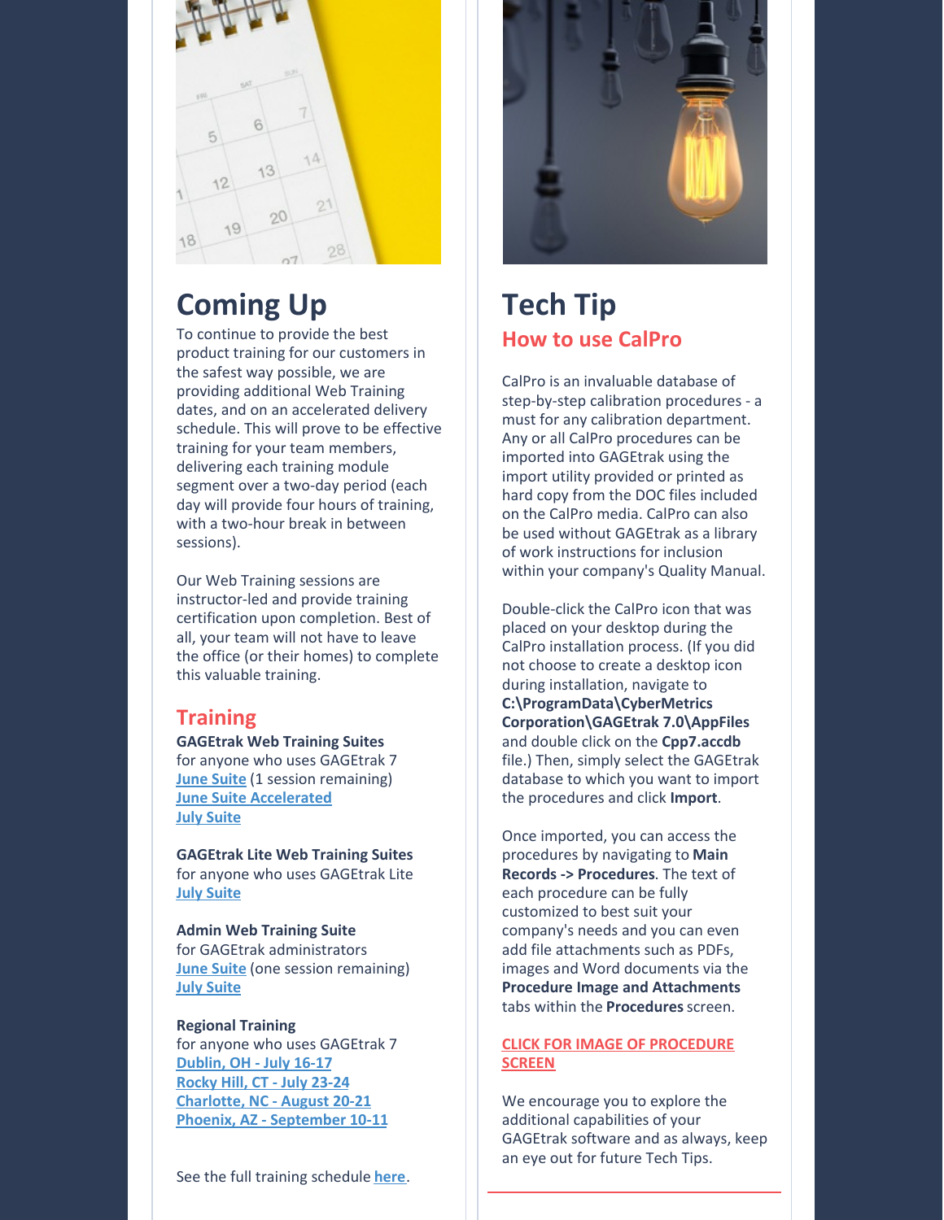# Coming Up

To continue to provide the best product training for our customers in the safest way possible, we are providing additional Web Training dates, and on an accelerated delivery schedule. This will prove to be effective training for your team members, delivering each training module segment over a two-day period (each day will provide four hours of training, with a two-hour break in between sessions).

Our Web Training sessions are instructor-led and provide training certification upon completion. Best of all, your team will not have to leave the office (or their homes) to complete this valuable training.

## Training

**GAGEtrak Web Training Suites**
for anyone who uses GAGEtrak 7
June Suite (1 session remaining)
June Suite Accelerated
July Suite

**GAGEtrak Lite Web Training Suites**
for anyone who uses GAGEtrak Lite
July Suite

**Admin Web Training Suite**
for GAGEtrak administrators
June Suite (one session remaining)
July Suite

**Regional Training**
for anyone who uses GAGEtrak 7
Dublin, OH - July 16-17
Rocky Hill, CT - July 23-24
Charlotte, NC - August 20-21
Phoenix, AZ - September 10-11

See the full training schedule here.

# Tech Tip

## How to use CalPro

CalPro is an invaluable database of step-by-step calibration procedures - a must for any calibration department. Any or all CalPro procedures can be imported into GAGEtrak using the import utility provided or printed as hard copy from the DOC files included on the CalPro media. CalPro can also be used without GAGEtrak as a library of work instructions for inclusion within your company's Quality Manual.

Double-click the CalPro icon that was placed on your desktop during the CalPro installation process. (If you did not choose to create a desktop icon during installation, navigate to **C:\ProgramData\CyberMetrics Corporation\GAGEtrak 7.0\AppFiles** and double click on the **Cpp7.accdb** file.) Then, simply select the GAGEtrak database to which you want to import the procedures and click **Import**.

Once imported, you can access the procedures by navigating to **Main Records -> Procedures**. The text of each procedure can be fully customized to best suit your company's needs and you can even add file attachments such as PDFs, images and Word documents via the **Procedure Image and Attachments** tabs within the **Procedures** screen.

CLICK FOR IMAGE OF PROCEDURE SCREEN

We encourage you to explore the additional capabilities of your GAGEtrak software and as always, keep an eye out for future Tech Tips.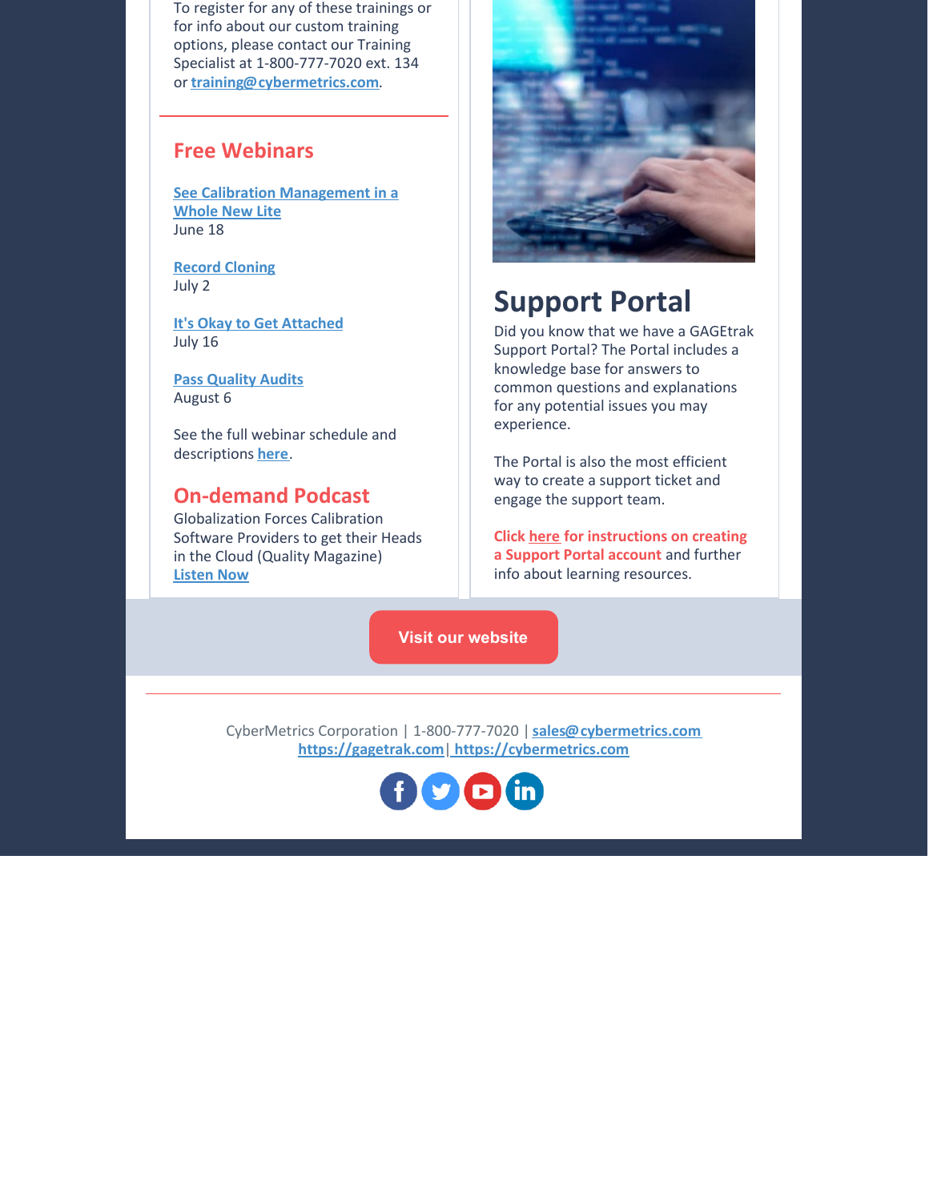To register for any of these trainings or for info about our custom training options, please contact our Training Specialist at 1-800-777-7020 ext. 134 or **training@cybermetrics.com**.

## Free Webinars

**See Calibration Management in a Whole New Lite**
June 18

**Record Cloning**
July 2

**It's Okay to Get Attached**
July 16

**Pass Quality Audits**
August 6

See the full webinar schedule and descriptions **here**.

## On-demand Podcast

Globalization Forces Calibration Software Providers to get their Heads in the Cloud (Quality Magazine)
**Listen Now**

# Support Portal

Did you know that we have a GAGEtrak Support Portal? The Portal includes a knowledge base for answers to common questions and explanations for any potential issues you may experience.

The Portal is also the most efficient way to create a support ticket and engage the support team.

**Click here for instructions on creating a Support Portal account** and further info about learning resources.

**Visit our website**

CyberMetrics Corporation | 1-800-777-7020 | **sales@cybermetrics.com**
**https://gagetrak.com | https://cybermetrics.com**